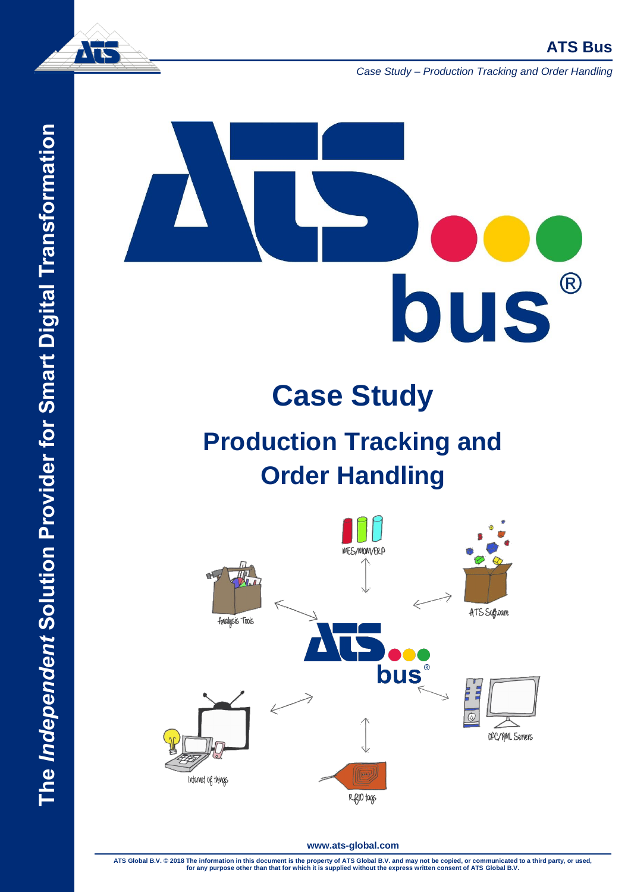# Case Study

## Production Tracking and Order Handling

MES/MOM/ERP

Analysis Tools

ATS Software

OPC/XML Servers

Internet of things

RFID tags

www.ats-global.com

ATS Global B.V. © 2018 The information in this document is the property of ATS Global B.V. and may not be copied, or communicated to a third party, or used, for any purpose other than that for which it is supplied without the express written consent of ATS Global B.V.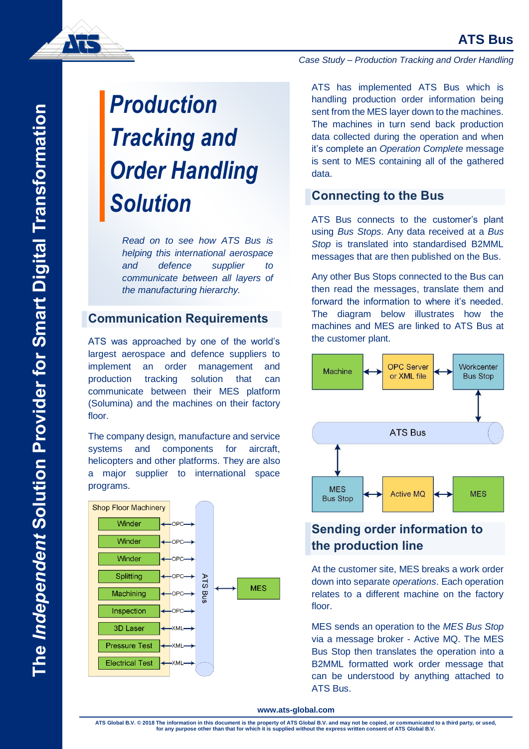# Production Tracking and Order Handling Solution

*Read on to see how ATS Bus is helping this international aerospace and defence supplier to communicate between all layers of the manufacturing hierarchy.*

## Communication Requirements

ATS was approached by one of the world's largest aerospace and defence suppliers to implement an order management and production tracking solution that can communicate between their MES platform (Solumina) and the machines on their factory floor.

The company design, manufacture and service systems and components for aircraft, helicopters and other platforms. They are also a major supplier to international space programs.

| Shop Floor Machinery | Interface |
|---|---|
| Winder | OPC |
| Winder | OPC |
| Winder | OPC |
| Splitting | OPC |
| Machining | OPC |
| Inspection | OPC |
| 3D Laser | XML |
| Pressure Test | XML |
| Electrical Test | XML |

Shop Floor Machinery ↔ ATS Bus ↔ MES

ATS has implemented ATS Bus which is handling production order information being sent from the MES layer down to the machines. The machines in turn send back production data collected during the operation and when it's complete an *Operation Complete* message is sent to MES containing all of the gathered data.

## Connecting to the Bus

ATS Bus connects to the customer's plant using *Bus Stops*. Any data received at a *Bus Stop* is translated into standardised B2MML messages that are then published on the Bus.

Any other Bus Stops connected to the Bus can then read the messages, translate them and forward the information to where it's needed. The diagram below illustrates how the machines and MES are linked to ATS Bus at the customer plant.

Machine ↔ OPC Server or XML file ↔ Workcenter Bus Stop ↔ ATS Bus ↔ MES Bus Stop ↔ Active MQ ↔ MES

## Sending order information to the production line

At the customer site, MES breaks a work order down into separate *operations*. Each operation relates to a different machine on the factory floor.

MES sends an operation to the *MES Bus Stop* via a message broker - Active MQ. The MES Bus Stop then translates the operation into a B2MML formatted work order message that can be understood by anything attached to ATS Bus.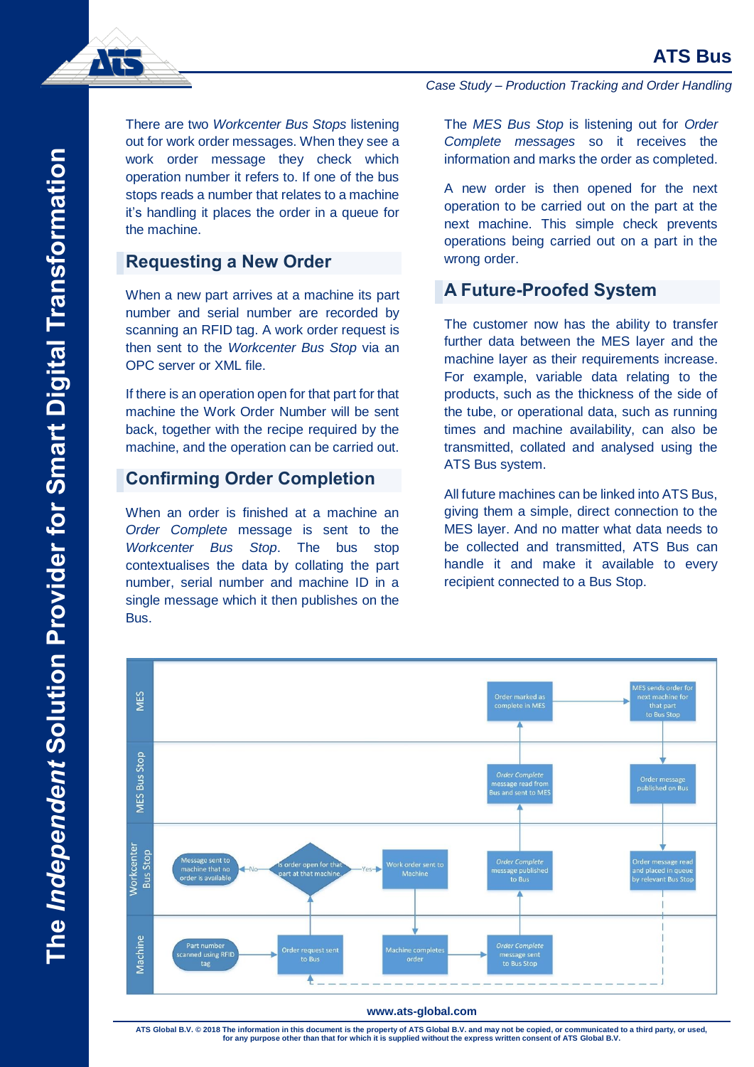There are two *Workcenter Bus Stops* listening out for work order messages. When they see a work order message they check which operation number it refers to. If one of the bus stops reads a number that relates to a machine it's handling it places the order in a queue for the machine.

## Requesting a New Order

When a new part arrives at a machine its part number and serial number are recorded by scanning an RFID tag. A work order request is then sent to the *Workcenter Bus Stop* via an OPC server or XML file.

If there is an operation open for that part for that machine the Work Order Number will be sent back, together with the recipe required by the machine, and the operation can be carried out.

## Confirming Order Completion

When an order is finished at a machine an *Order Complete* message is sent to the *Workcenter Bus Stop*. The bus stop contextualises the data by collating the part number, serial number and machine ID in a single message which it then publishes on the Bus.

The *MES Bus Stop* is listening out for *Order Complete messages* so it receives the information and marks the order as completed.

A new order is then opened for the next operation to be carried out on the part at the next machine. This simple check prevents operations being carried out on a part in the wrong order.

## A Future-Proofed System

The customer now has the ability to transfer further data between the MES layer and the machine layer as their requirements increase. For example, variable data relating to the products, such as the thickness of the side of the tube, or operational data, such as running times and machine availability, can also be transmitted, collated and analysed using the ATS Bus system.

All future machines can be linked into ATS Bus, giving them a simple, direct connection to the MES layer. And no matter what data needs to be collected and transmitted, ATS Bus can handle it and make it available to every recipient connected to a Bus Stop.

**MES:** Order marked as complete in MES → MES sends order for next machine for that part to Bus Stop

**MES Bus Stop:** *Order Complete* message read from Bus and sent to MES; Order message published on Bus

**Workcenter Bus Stop:** Message sent to machine that no order is available ←No— Is order open for that part at that machine —Yes→ Work order sent to Machine; *Order Complete* message published to Bus; Order message read and placed in queue by relevant Bus Stop

**Machine:** Part number scanned using RFID tag → Order request sent to Bus; Machine completes order → *Order Complete* message sent to Bus Stop

www.ats-global.com

ATS Global B.V. © 2018 The information in this document is the property of ATS Global B.V. and may not be copied, or communicated to a third party, or used, for any purpose other than that for which it is supplied without the express written consent of ATS Global B.V.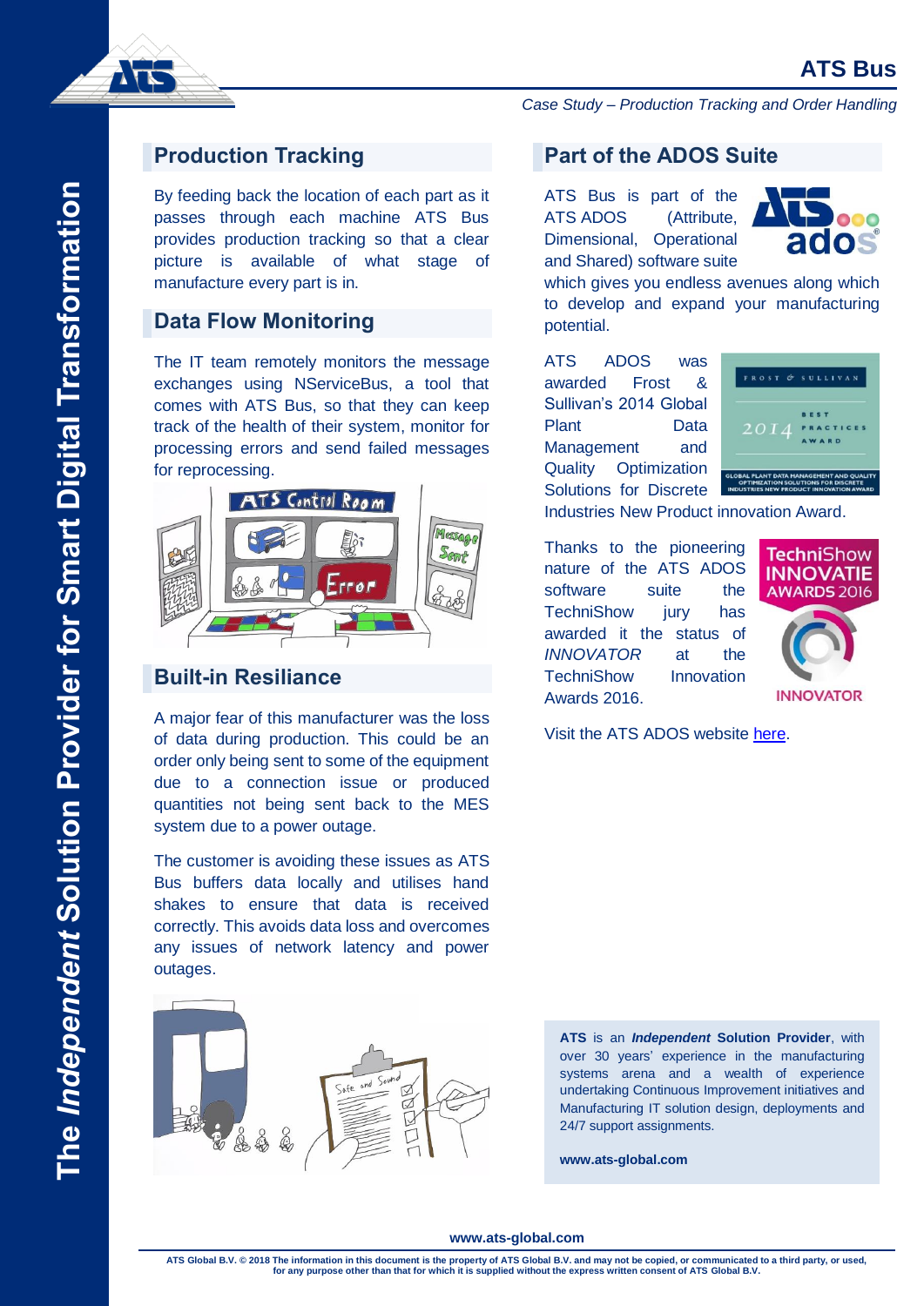## Production Tracking

By feeding back the location of each part as it passes through each machine ATS Bus provides production tracking so that a clear picture is available of what stage of manufacture every part is in.

## Data Flow Monitoring

The IT team remotely monitors the message exchanges using NServiceBus, a tool that comes with ATS Bus, so that they can keep track of the health of their system, monitor for processing errors and send failed messages for reprocessing.

## Built-in Resiliance

A major fear of this manufacturer was the loss of data during production. This could be an order only being sent to some of the equipment due to a connection issue or produced quantities not being sent back to the MES system due to a power outage.

The customer is avoiding these issues as ATS Bus buffers data locally and utilises hand shakes to ensure that data is received correctly. This avoids data loss and overcomes any issues of network latency and power outages.

## Part of the ADOS Suite

ATS Bus is part of the ATS ADOS (Attribute, Dimensional, Operational and Shared) software suite which gives you endless avenues along which to develop and expand your manufacturing potential.

ATS ADOS was awarded Frost & Sullivan's 2014 Global Plant Data Management and Quality Optimization Solutions for Discrete Industries New Product innovation Award.

Thanks to the pioneering nature of the ATS ADOS software suite the TechniShow jury has awarded it the status of *INNOVATOR* at the TechniShow Innovation Awards 2016.

Visit the ATS ADOS website here.

**ATS** is an ***Independent* Solution Provider**, with over 30 years' experience in the manufacturing systems arena and a wealth of experience undertaking Continuous Improvement initiatives and Manufacturing IT solution design, deployments and 24/7 support assignments.

**www.ats-global.com**